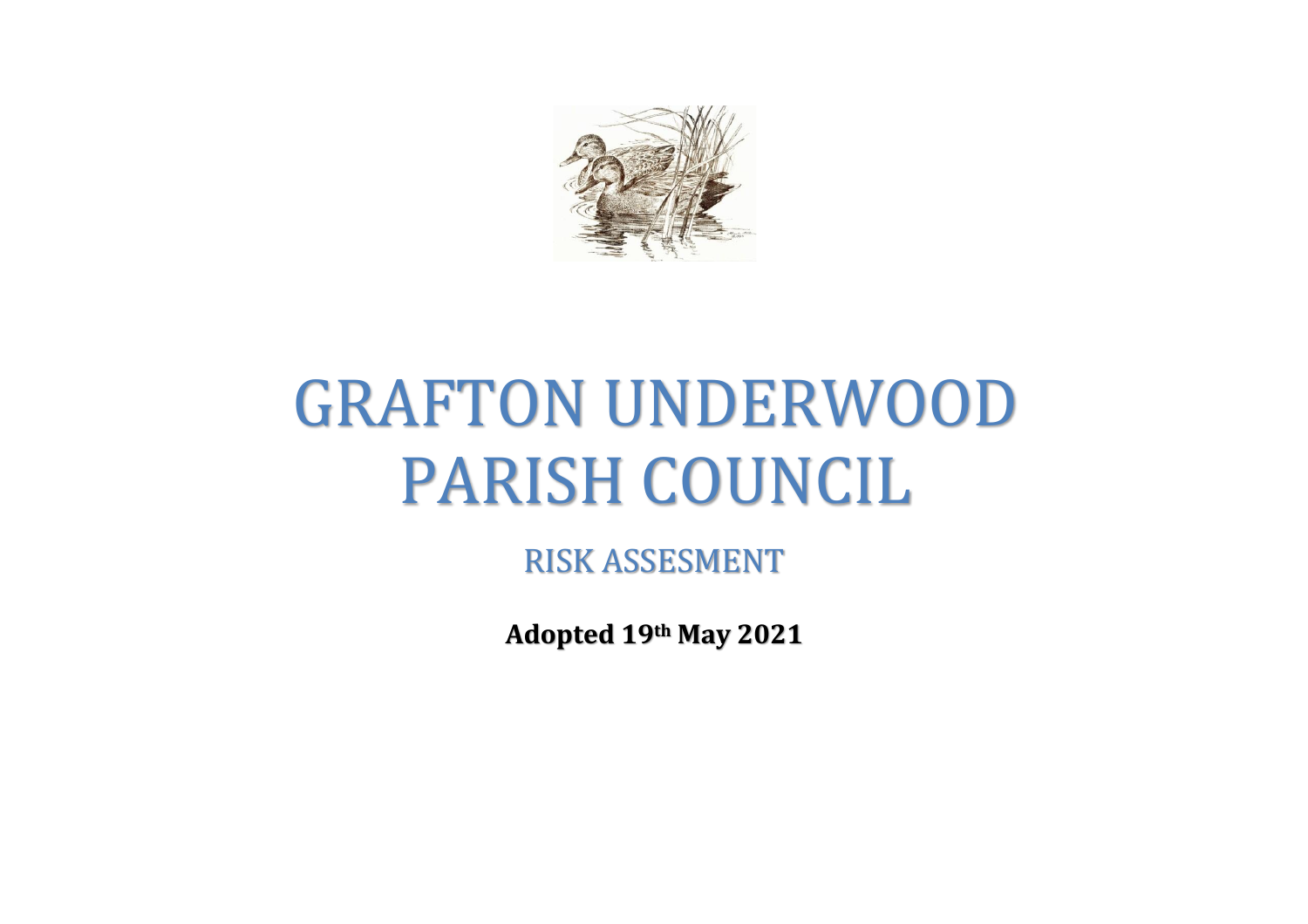# GRAFTON UNDERWOOD PARISH COUNCIL

## RISK ASSESMENT

**Adopted 19th May 2021**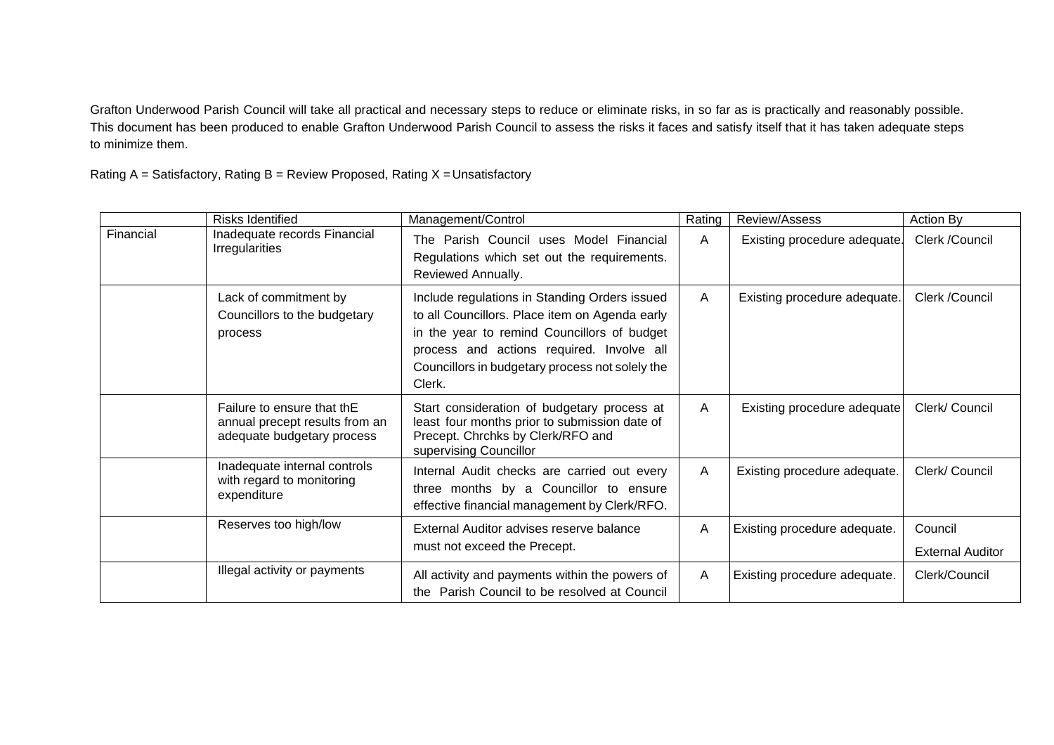Grafton Underwood Parish Council will take all practical and necessary steps to reduce or eliminate risks, in so far as is practically and reasonably possible. This document has been produced to enable Grafton Underwood Parish Council to assess the risks it faces and satisfy itself that it has taken adequate steps to minimize them.

Rating A = Satisfactory, Rating B = Review Proposed, Rating X = Unsatisfactory

| | Risks Identified | Management/Control | Rating | Review/Assess | Action By |
|---|---|---|---|---|---|
| Financial | Inadequate records Financial Irregularities | The Parish Council uses Model Financial Regulations which set out the requirements. Reviewed Annually. | A | Existing procedure adequate. | Clerk /Council |
| | Lack of commitment by Councillors to the budgetary process | Include regulations in Standing Orders issued to all Councillors. Place item on Agenda early in the year to remind Councillors of budget process and actions required. Involve all Councillors in budgetary process not solely the Clerk. | A | Existing procedure adequate. | Clerk /Council |
| | Failure to ensure that thE annual precept results from an adequate budgetary process | Start consideration of budgetary process at least four months prior to submission date of Precept. Chrchks by Clerk/RFO and supervising Councillor | A | Existing procedure adequate | Clerk/ Council |
| | Inadequate internal controls with regard to monitoring expenditure | Internal Audit checks are carried out every three months by a Councillor to ensure effective financial management by Clerk/RFO. | A | Existing procedure adequate. | Clerk/ Council |
| | Reserves too high/low | External Auditor advises reserve balance must not exceed the Precept. | A | Existing procedure adequate. | Council External Auditor |
| | Illegal activity or payments | All activity and payments within the powers of the Parish Council to be resolved at Council | A | Existing procedure adequate. | Clerk/Council |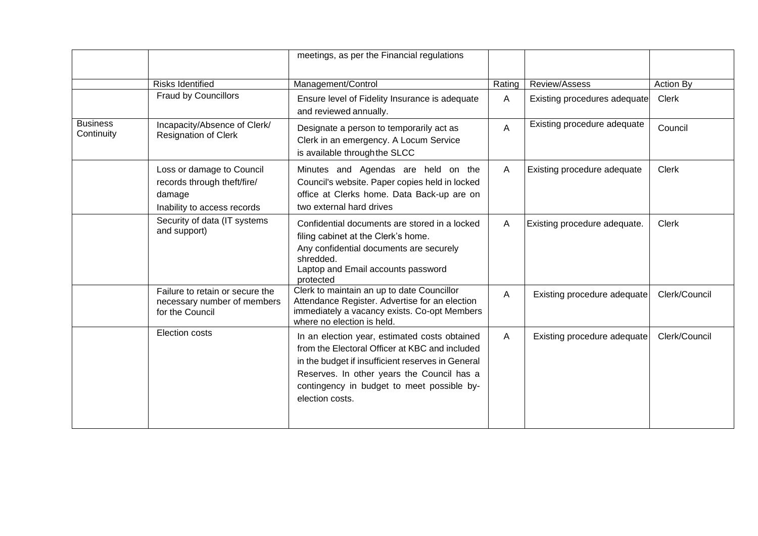| | | meetings, as per the Financial regulations | | | |
|---|---|---|---|---|---|
| | Risks Identified | Management/Control | Rating | Review/Assess | Action By |
| | Fraud by Councillors | Ensure level of Fidelity Insurance is adequate and reviewed annually. | A | Existing procedures adequate | Clerk |
| Business Continuity | Incapacity/Absence of Clerk/ Resignation of Clerk | Designate a person to temporarily act as Clerk in an emergency. A Locum Service is available through the SLCC | A | Existing procedure adequate | Council |
| | Loss or damage to Council records through theft/fire/ damage<br>Inability to access records | Minutes and Agendas are held on the Council's website. Paper copies held in locked office at Clerks home. Data Back-up are on two external hard drives | A | Existing procedure adequate | Clerk |
| | Security of data (IT systems and support) | Confidential documents are stored in a locked filing cabinet at the Clerk's home.<br>Any confidential documents are securely shredded.<br>Laptop and Email accounts password protected | A | Existing procedure adequate. | Clerk |
| | Failure to retain or secure the necessary number of members for the Council | Clerk to maintain an up to date Councillor Attendance Register. Advertise for an election immediately a vacancy exists. Co-opt Members where no election is held. | A | Existing procedure adequate | Clerk/Council |
| | Election costs | In an election year, estimated costs obtained from the Electoral Officer at KBC and included in the budget if insufficient reserves in General Reserves. In other years the Council has a contingency in budget to meet possible by-election costs. | A | Existing procedure adequate | Clerk/Council |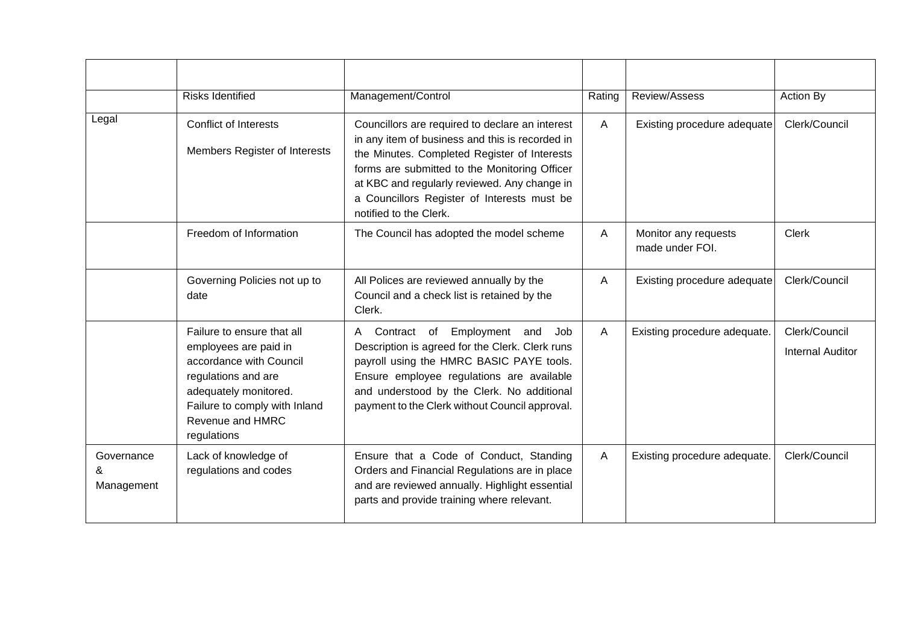| | | | | | |
|---|---|---|---|---|---|
| | Risks Identified | Management/Control | Rating | Review/Assess | Action By |
| Legal | Conflict of Interests<br><br>Members Register of Interests | Councillors are required to declare an interest in any item of business and this is recorded in the Minutes. Completed Register of Interests forms are submitted to the Monitoring Officer at KBC and regularly reviewed. Any change in a Councillors Register of Interests must be notified to the Clerk. | A | Existing procedure adequate | Clerk/Council |
| | Freedom of Information | The Council has adopted the model scheme | A | Monitor any requests made under FOI. | Clerk |
| | Governing Policies not up to date | All Polices are reviewed annually by the Council and a check list is retained by the Clerk. | A | Existing procedure adequate | Clerk/Council |
| | Failure to ensure that all employees are paid in accordance with Council regulations and are adequately monitored. Failure to comply with Inland Revenue and HMRC regulations | A Contract of Employment and Job Description is agreed for the Clerk. Clerk runs payroll using the HMRC BASIC PAYE tools. Ensure employee regulations are available and understood by the Clerk. No additional payment to the Clerk without Council approval. | A | Existing procedure adequate. | Clerk/Council<br><br>Internal Auditor |
| Governance & Management | Lack of knowledge of regulations and codes | Ensure that a Code of Conduct, Standing Orders and Financial Regulations are in place and are reviewed annually. Highlight essential parts and provide training where relevant. | A | Existing procedure adequate. | Clerk/Council |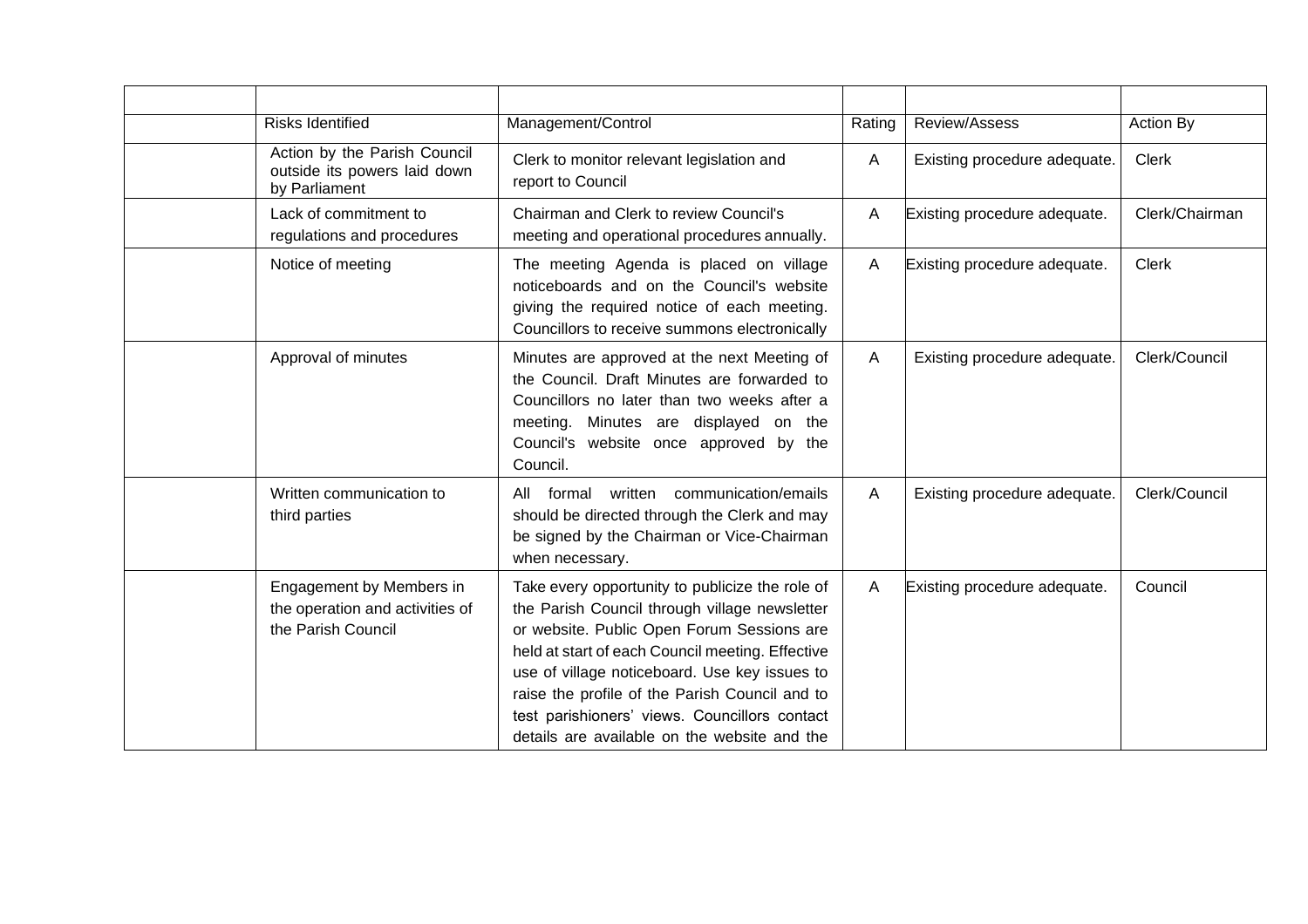| | | | | | |
|---|---|---|---|---|---|
| | Risks Identified | Management/Control | Rating | Review/Assess | Action By |
| | Action by the Parish Council outside its powers laid down by Parliament | Clerk to monitor relevant legislation and report to Council | A | Existing procedure adequate. | Clerk |
| | Lack of commitment to regulations and procedures | Chairman and Clerk to review Council's meeting and operational procedures annually. | A | Existing procedure adequate. | Clerk/Chairman |
| | Notice of meeting | The meeting Agenda is placed on village noticeboards and on the Council's website giving the required notice of each meeting. Councillors to receive summons electronically | A | Existing procedure adequate. | Clerk |
| | Approval of minutes | Minutes are approved at the next Meeting of the Council. Draft Minutes are forwarded to Councillors no later than two weeks after a meeting. Minutes are displayed on the Council's website once approved by the Council. | A | Existing procedure adequate. | Clerk/Council |
| | Written communication to third parties | All formal written communication/emails should be directed through the Clerk and may be signed by the Chairman or Vice-Chairman when necessary. | A | Existing procedure adequate. | Clerk/Council |
| | Engagement by Members in the operation and activities of the Parish Council | Take every opportunity to publicize the role of the Parish Council through village newsletter or website. Public Open Forum Sessions are held at start of each Council meeting. Effective use of village noticeboard. Use key issues to raise the profile of the Parish Council and to test parishioners' views. Councillors contact details are available on the website and the | A | Existing procedure adequate. | Council |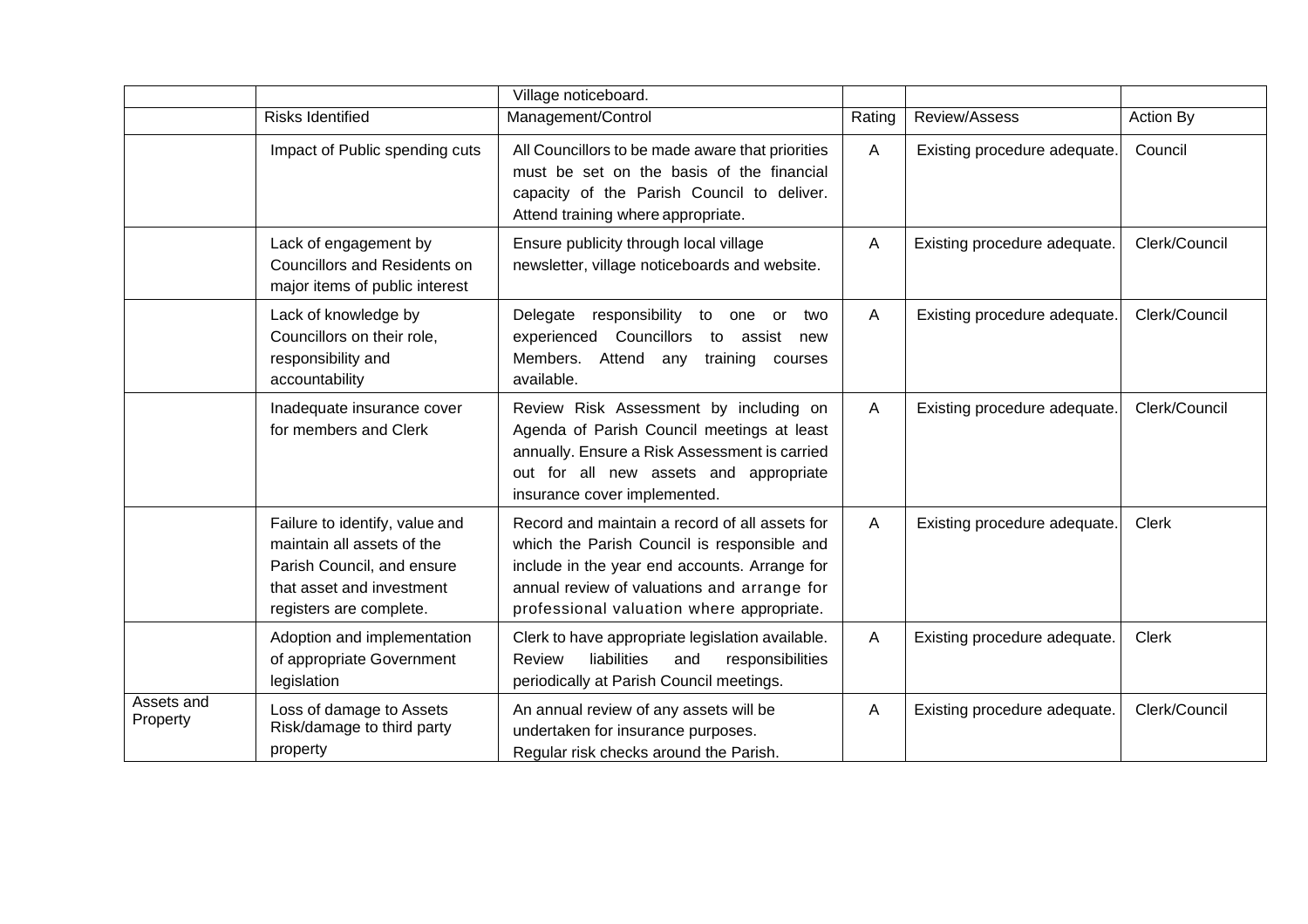| | | Village noticeboard. | | | |
|---|---|---|---|---|---|
| | Risks Identified | Management/Control | Rating | Review/Assess | Action By |
| | Impact of Public spending cuts | All Councillors to be made aware that priorities must be set on the basis of the financial capacity of the Parish Council to deliver. Attend training where appropriate. | A | Existing procedure adequate. | Council |
| | Lack of engagement by Councillors and Residents on major items of public interest | Ensure publicity through local village newsletter, village noticeboards and website. | A | Existing procedure adequate. | Clerk/Council |
| | Lack of knowledge by Councillors on their role, responsibility and accountability | Delegate responsibility to one or two experienced Councillors to assist new Members. Attend any training courses available. | A | Existing procedure adequate. | Clerk/Council |
| | Inadequate insurance cover for members and Clerk | Review Risk Assessment by including on Agenda of Parish Council meetings at least annually. Ensure a Risk Assessment is carried out for all new assets and appropriate insurance cover implemented. | A | Existing procedure adequate. | Clerk/Council |
| | Failure to identify, value and maintain all assets of the Parish Council, and ensure that asset and investment registers are complete. | Record and maintain a record of all assets for which the Parish Council is responsible and include in the year end accounts. Arrange for annual review of valuations and arrange for professional valuation where appropriate. | A | Existing procedure adequate. | Clerk |
| | Adoption and implementation of appropriate Government legislation | Clerk to have appropriate legislation available. Review liabilities and responsibilities periodically at Parish Council meetings. | A | Existing procedure adequate. | Clerk |
| Assets and Property | Loss of damage to Assets Risk/damage to third party property | An annual review of any assets will be undertaken for insurance purposes. Regular risk checks around the Parish. | A | Existing procedure adequate. | Clerk/Council |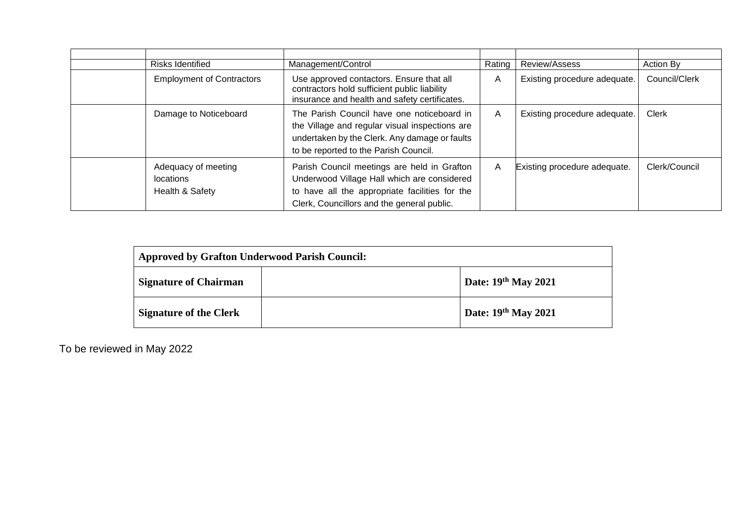| | | | | | |
|---|---|---|---|---|---|
| | Risks Identified | Management/Control | Rating | Review/Assess | Action By |
| | Employment of Contractors | Use approved contactors. Ensure that all contractors hold sufficient public liability insurance and health and safety certificates. | A | Existing procedure adequate. | Council/Clerk |
| | Damage to Noticeboard | The Parish Council have one noticeboard in the Village and regular visual inspections are undertaken by the Clerk. Any damage or faults to be reported to the Parish Council. | A | Existing procedure adequate. | Clerk |
| | Adequacy of meeting locations Health & Safety | Parish Council meetings are held in Grafton Underwood Village Hall which are considered to have all the appropriate facilities for the Clerk, Councillors and the general public. | A | Existing procedure adequate. | Clerk/Council |

| **Approved by Grafton Underwood Parish Council:** | | |
|---|---|---|
| **Signature of Chairman** | | **Date: 19th May 2021** |
| **Signature of the Clerk** | | **Date: 19th May 2021** |

To be reviewed in May 2022